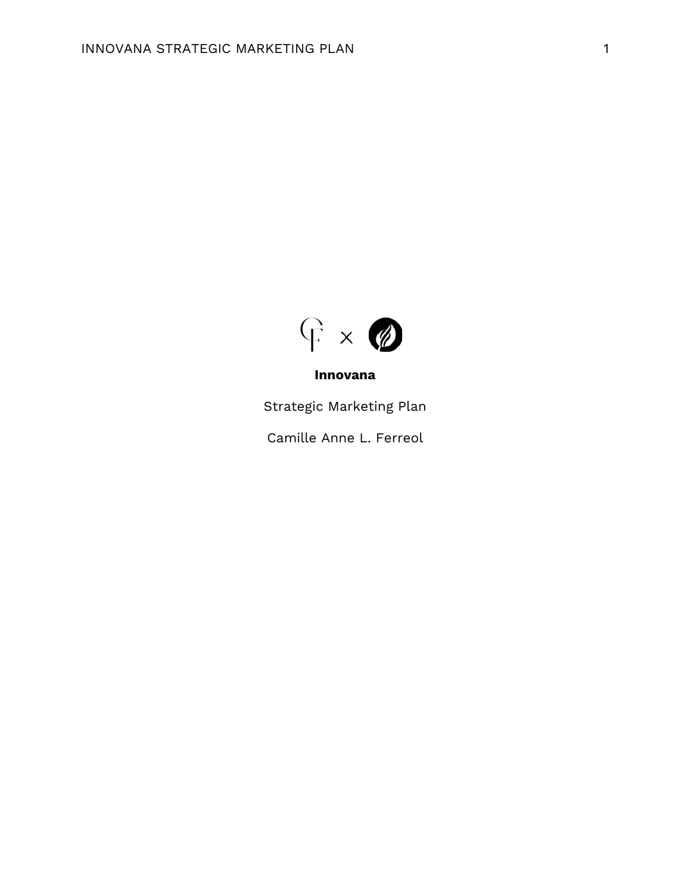**Innovana**

Strategic Marketing Plan

Camille Anne L. Ferreol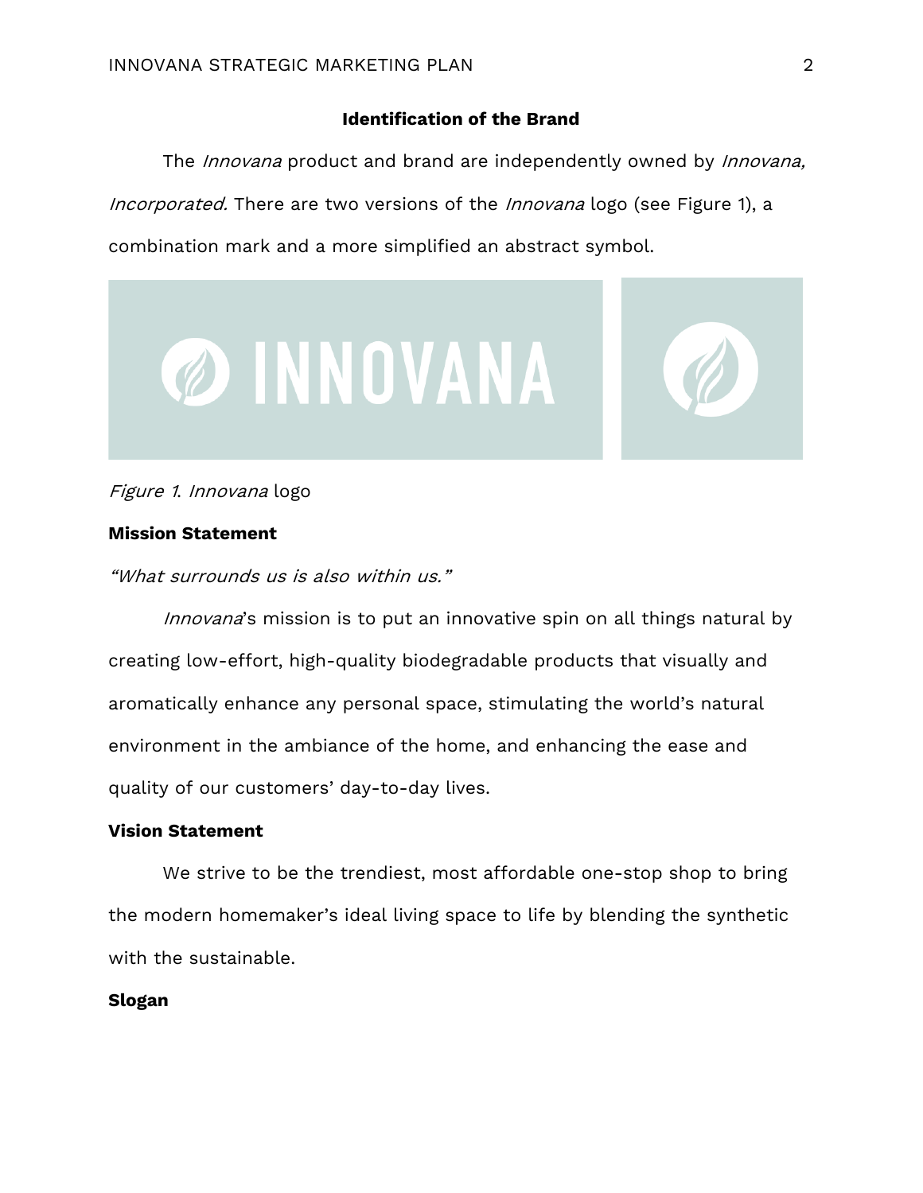## Identification of the Brand

The *Innovana* product and brand are independently owned by *Innovana, Incorporated.* There are two versions of the *Innovana* logo (see Figure 1), a combination mark and a more simplified an abstract symbol.

*Figure 1.* *Innovana* logo

### Mission Statement

*"What surrounds us is also within us."*

*Innovana*'s mission is to put an innovative spin on all things natural by creating low-effort, high-quality biodegradable products that visually and aromatically enhance any personal space, stimulating the world's natural environment in the ambiance of the home, and enhancing the ease and quality of our customers' day-to-day lives.

### Vision Statement

We strive to be the trendiest, most affordable one-stop shop to bring the modern homemaker's ideal living space to life by blending the synthetic with the sustainable.

### Slogan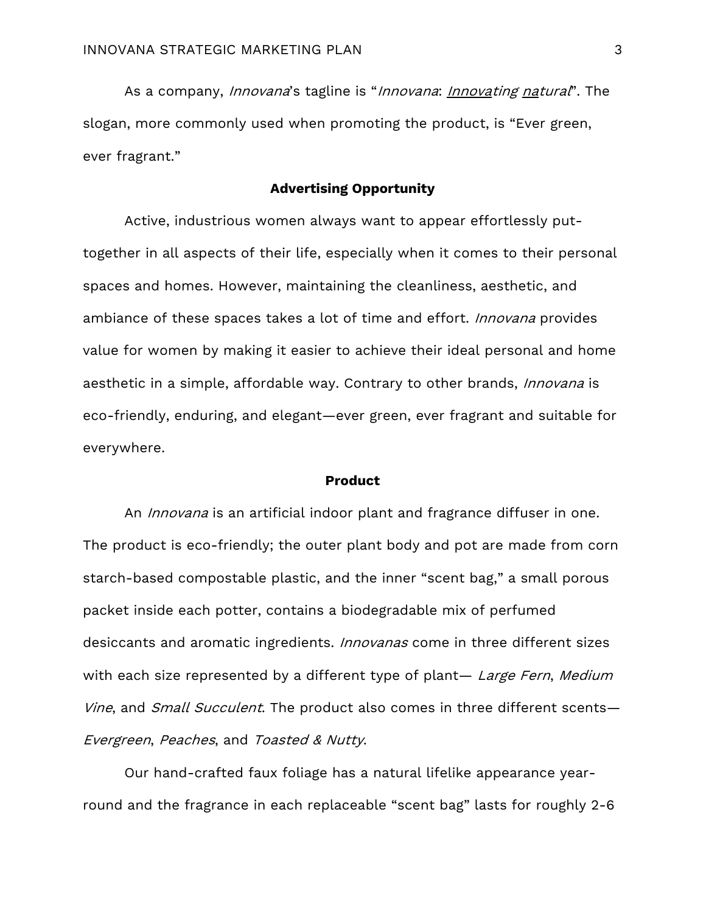As a company, *Innovana*'s tagline is "*Innovana*: *<u>Innova</u>ting <u>na</u>tural*". The slogan, more commonly used when promoting the product, is "Ever green, ever fragrant."

## Advertising Opportunity

Active, industrious women always want to appear effortlessly put-together in all aspects of their life, especially when it comes to their personal spaces and homes. However, maintaining the cleanliness, aesthetic, and ambiance of these spaces takes a lot of time and effort. *Innovana* provides value for women by making it easier to achieve their ideal personal and home aesthetic in a simple, affordable way. Contrary to other brands, *Innovana* is eco-friendly, enduring, and elegant—ever green, ever fragrant and suitable for everywhere.

## Product

An *Innovana* is an artificial indoor plant and fragrance diffuser in one. The product is eco-friendly; the outer plant body and pot are made from corn starch-based compostable plastic, and the inner "scent bag," a small porous packet inside each potter, contains a biodegradable mix of perfumed desiccants and aromatic ingredients. *Innovanas* come in three different sizes with each size represented by a different type of plant— *Large Fern*, *Medium Vine*, and *Small Succulent*. The product also comes in three different scents—*Evergreen*, *Peaches*, and *Toasted & Nutty*.

Our hand-crafted faux foliage has a natural lifelike appearance year-round and the fragrance in each replaceable "scent bag" lasts for roughly 2-6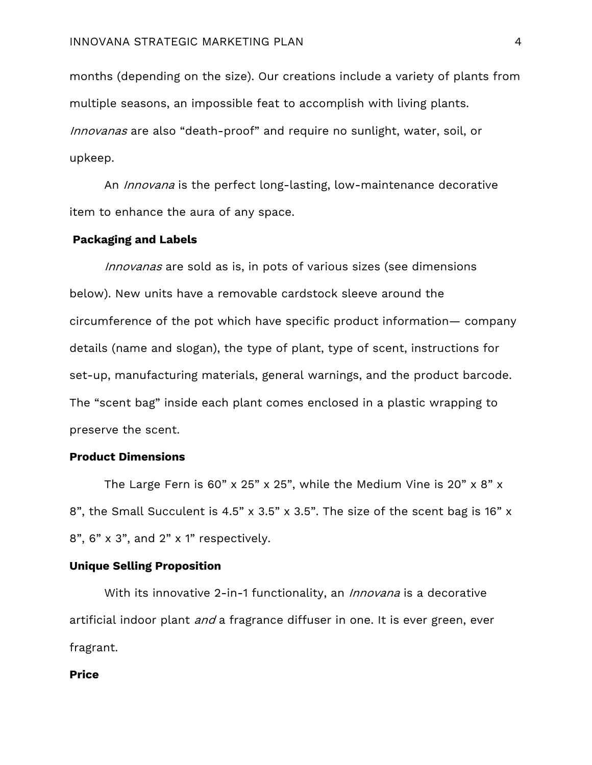months (depending on the size). Our creations include a variety of plants from multiple seasons, an impossible feat to accomplish with living plants. *Innovanas* are also “death-proof” and require no sunlight, water, soil, or upkeep.

An *Innovana* is the perfect long-lasting, low-maintenance decorative item to enhance the aura of any space.

**Packaging and Labels**

*Innovanas* are sold as is, in pots of various sizes (see dimensions below). New units have a removable cardstock sleeve around the circumference of the pot which have specific product information— company details (name and slogan), the type of plant, type of scent, instructions for set-up, manufacturing materials, general warnings, and the product barcode. The “scent bag” inside each plant comes enclosed in a plastic wrapping to preserve the scent.

**Product Dimensions**

The Large Fern is 60” x 25” x 25”, while the Medium Vine is 20” x 8” x 8”, the Small Succulent is 4.5” x 3.5” x 3.5”. The size of the scent bag is 16” x 8”, 6” x 3”, and 2” x 1” respectively.

**Unique Selling Proposition**

With its innovative 2-in-1 functionality, an *Innovana* is a decorative artificial indoor plant *and* a fragrance diffuser in one. It is ever green, ever fragrant.

**Price**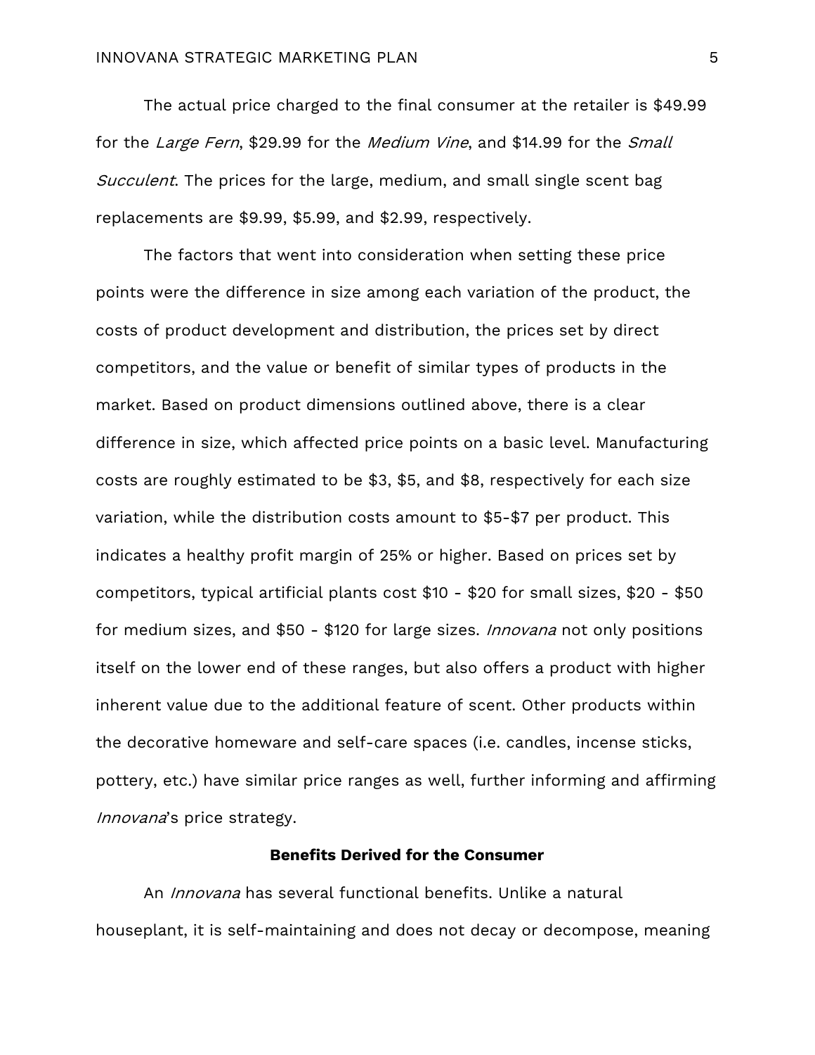The actual price charged to the final consumer at the retailer is $49.99 for the *Large Fern*, $29.99 for the *Medium Vine*, and $14.99 for the *Small Succulent*. The prices for the large, medium, and small single scent bag replacements are $9.99, $5.99, and $2.99, respectively.

The factors that went into consideration when setting these price points were the difference in size among each variation of the product, the costs of product development and distribution, the prices set by direct competitors, and the value or benefit of similar types of products in the market. Based on product dimensions outlined above, there is a clear difference in size, which affected price points on a basic level. Manufacturing costs are roughly estimated to be $3, $5, and $8, respectively for each size variation, while the distribution costs amount to $5-$7 per product. This indicates a healthy profit margin of 25% or higher. Based on prices set by competitors, typical artificial plants cost $10 - $20 for small sizes, $20 - $50 for medium sizes, and $50 - $120 for large sizes. *Innovana* not only positions itself on the lower end of these ranges, but also offers a product with higher inherent value due to the additional feature of scent. Other products within the decorative homeware and self-care spaces (i.e. candles, incense sticks, pottery, etc.) have similar price ranges as well, further informing and affirming *Innovana*'s price strategy.

## Benefits Derived for the Consumer

An *Innovana* has several functional benefits. Unlike a natural houseplant, it is self-maintaining and does not decay or decompose, meaning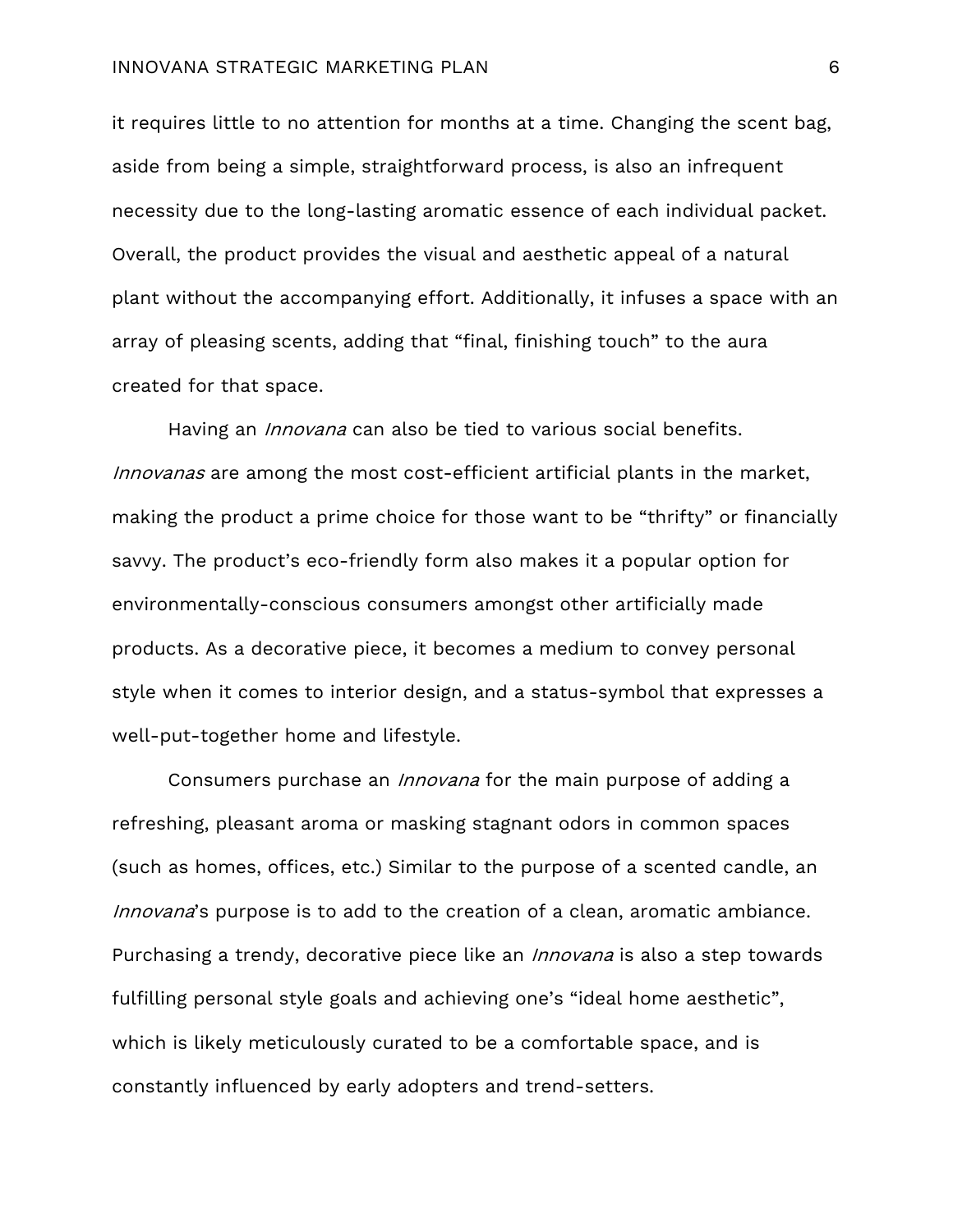it requires little to no attention for months at a time. Changing the scent bag, aside from being a simple, straightforward process, is also an infrequent necessity due to the long-lasting aromatic essence of each individual packet. Overall, the product provides the visual and aesthetic appeal of a natural plant without the accompanying effort. Additionally, it infuses a space with an array of pleasing scents, adding that "final, finishing touch" to the aura created for that space.

Having an *Innovana* can also be tied to various social benefits. *Innovanas* are among the most cost-efficient artificial plants in the market, making the product a prime choice for those want to be "thrifty" or financially savvy. The product's eco-friendly form also makes it a popular option for environmentally-conscious consumers amongst other artificially made products. As a decorative piece, it becomes a medium to convey personal style when it comes to interior design, and a status-symbol that expresses a well-put-together home and lifestyle.

Consumers purchase an *Innovana* for the main purpose of adding a refreshing, pleasant aroma or masking stagnant odors in common spaces (such as homes, offices, etc.) Similar to the purpose of a scented candle, an *Innovana*'s purpose is to add to the creation of a clean, aromatic ambiance. Purchasing a trendy, decorative piece like an *Innovana* is also a step towards fulfilling personal style goals and achieving one's "ideal home aesthetic", which is likely meticulously curated to be a comfortable space, and is constantly influenced by early adopters and trend-setters.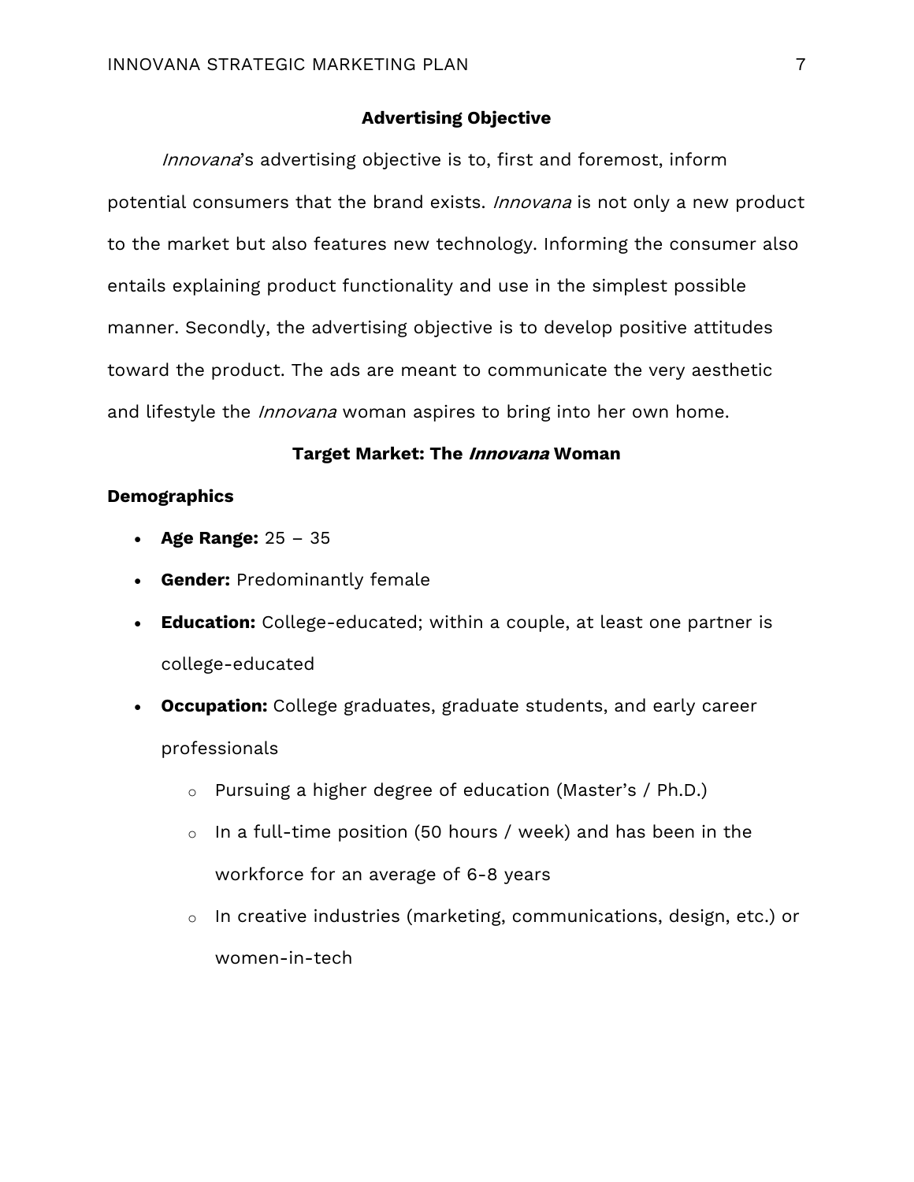## Advertising Objective

*Innovana*'s advertising objective is to, first and foremost, inform potential consumers that the brand exists. *Innovana* is not only a new product to the market but also features new technology. Informing the consumer also entails explaining product functionality and use in the simplest possible manner. Secondly, the advertising objective is to develop positive attitudes toward the product. The ads are meant to communicate the very aesthetic and lifestyle the *Innovana* woman aspires to bring into her own home.

## Target Market: The *Innovana* Woman

### Demographics

- **Age Range:** 25 – 35
- **Gender:** Predominantly female
- **Education:** College-educated; within a couple, at least one partner is college-educated
- **Occupation:** College graduates, graduate students, and early career professionals
  - Pursuing a higher degree of education (Master's / Ph.D.)
  - In a full-time position (50 hours / week) and has been in the workforce for an average of 6-8 years
  - In creative industries (marketing, communications, design, etc.) or women-in-tech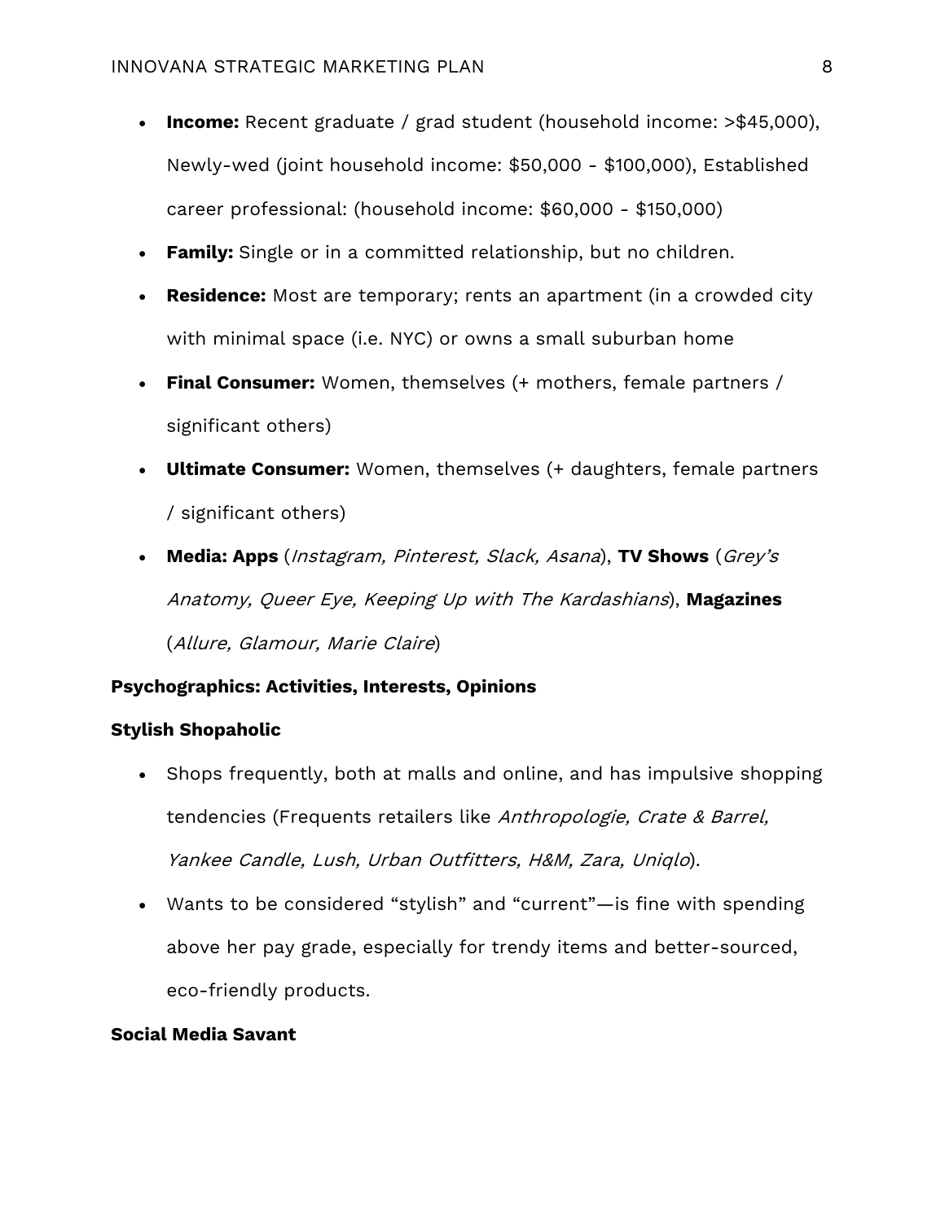- **Income:** Recent graduate / grad student (household income: >$45,000), Newly-wed (joint household income: $50,000 - $100,000), Established career professional: (household income: $60,000 - $150,000)
- **Family:** Single or in a committed relationship, but no children.
- **Residence:** Most are temporary; rents an apartment (in a crowded city with minimal space (i.e. NYC) or owns a small suburban home
- **Final Consumer:** Women, themselves (+ mothers, female partners / significant others)
- **Ultimate Consumer:** Women, themselves (+ daughters, female partners / significant others)
- **Media: Apps** (*Instagram, Pinterest, Slack, Asana*), **TV Shows** (*Grey's Anatomy, Queer Eye, Keeping Up with The Kardashians*), **Magazines** (*Allure, Glamour, Marie Claire*)

**Psychographics: Activities, Interests, Opinions**

**Stylish Shopaholic**

- Shops frequently, both at malls and online, and has impulsive shopping tendencies (Frequents retailers like *Anthropologie, Crate & Barrel, Yankee Candle, Lush, Urban Outfitters, H&M, Zara, Uniqlo*).
- Wants to be considered "stylish" and "current"—is fine with spending above her pay grade, especially for trendy items and better-sourced, eco-friendly products.

**Social Media Savant**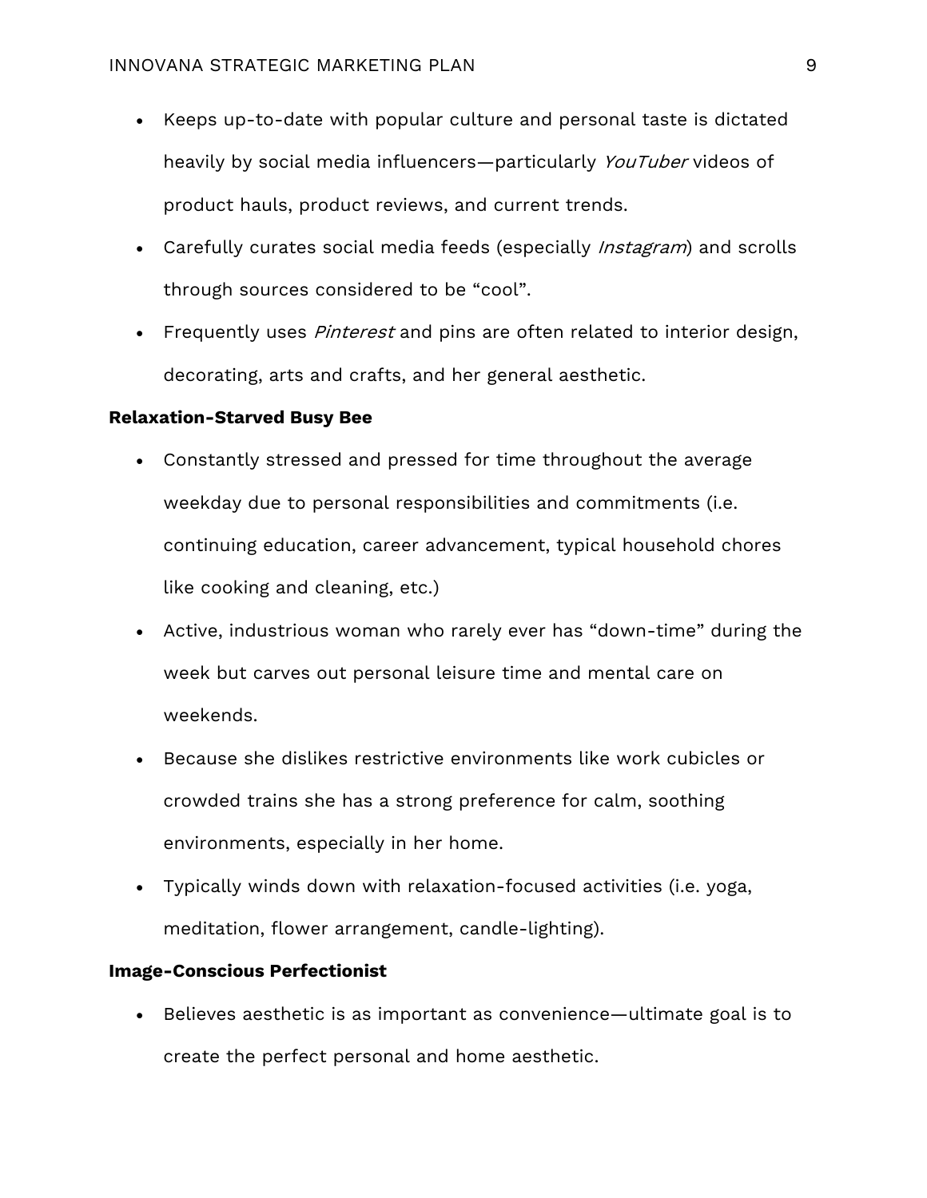- Keeps up-to-date with popular culture and personal taste is dictated heavily by social media influencers—particularly *YouTuber* videos of product hauls, product reviews, and current trends.
- Carefully curates social media feeds (especially *Instagram*) and scrolls through sources considered to be "cool".
- Frequently uses *Pinterest* and pins are often related to interior design, decorating, arts and crafts, and her general aesthetic.

**Relaxation-Starved Busy Bee**

- Constantly stressed and pressed for time throughout the average weekday due to personal responsibilities and commitments (i.e. continuing education, career advancement, typical household chores like cooking and cleaning, etc.)
- Active, industrious woman who rarely ever has "down-time" during the week but carves out personal leisure time and mental care on weekends.
- Because she dislikes restrictive environments like work cubicles or crowded trains she has a strong preference for calm, soothing environments, especially in her home.
- Typically winds down with relaxation-focused activities (i.e. yoga, meditation, flower arrangement, candle-lighting).

**Image-Conscious Perfectionist**

- Believes aesthetic is as important as convenience—ultimate goal is to create the perfect personal and home aesthetic.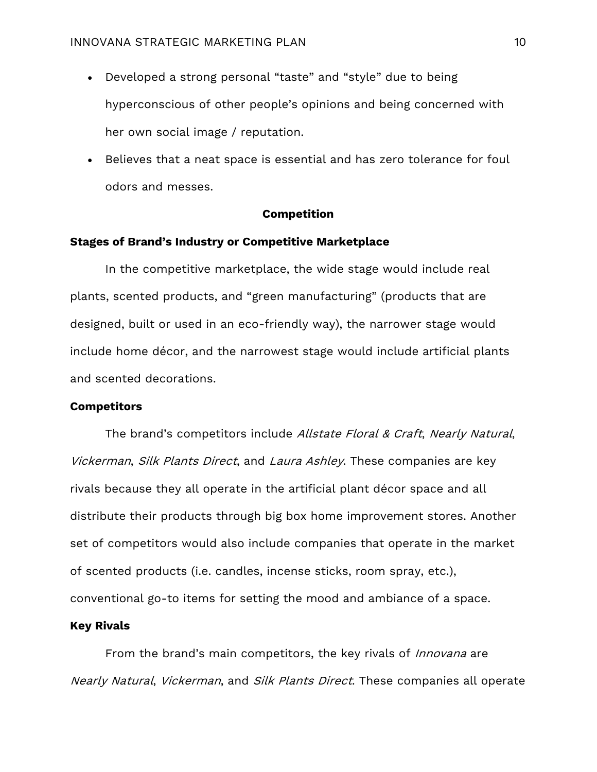- Developed a strong personal "taste" and "style" due to being hyperconscious of other people's opinions and being concerned with her own social image / reputation.
- Believes that a neat space is essential and has zero tolerance for foul odors and messes.

## Competition

### Stages of Brand's Industry or Competitive Marketplace

In the competitive marketplace, the wide stage would include real plants, scented products, and "green manufacturing" (products that are designed, built or used in an eco-friendly way), the narrower stage would include home décor, and the narrowest stage would include artificial plants and scented decorations.

### Competitors

The brand's competitors include *Allstate Floral & Craft*, *Nearly Natural*, *Vickerman*, *Silk Plants Direct*, and *Laura Ashley*. These companies are key rivals because they all operate in the artificial plant décor space and all distribute their products through big box home improvement stores. Another set of competitors would also include companies that operate in the market of scented products (i.e. candles, incense sticks, room spray, etc.), conventional go-to items for setting the mood and ambiance of a space.

### Key Rivals

From the brand's main competitors, the key rivals of *Innovana* are *Nearly Natural*, *Vickerman*, and *Silk Plants Direct*. These companies all operate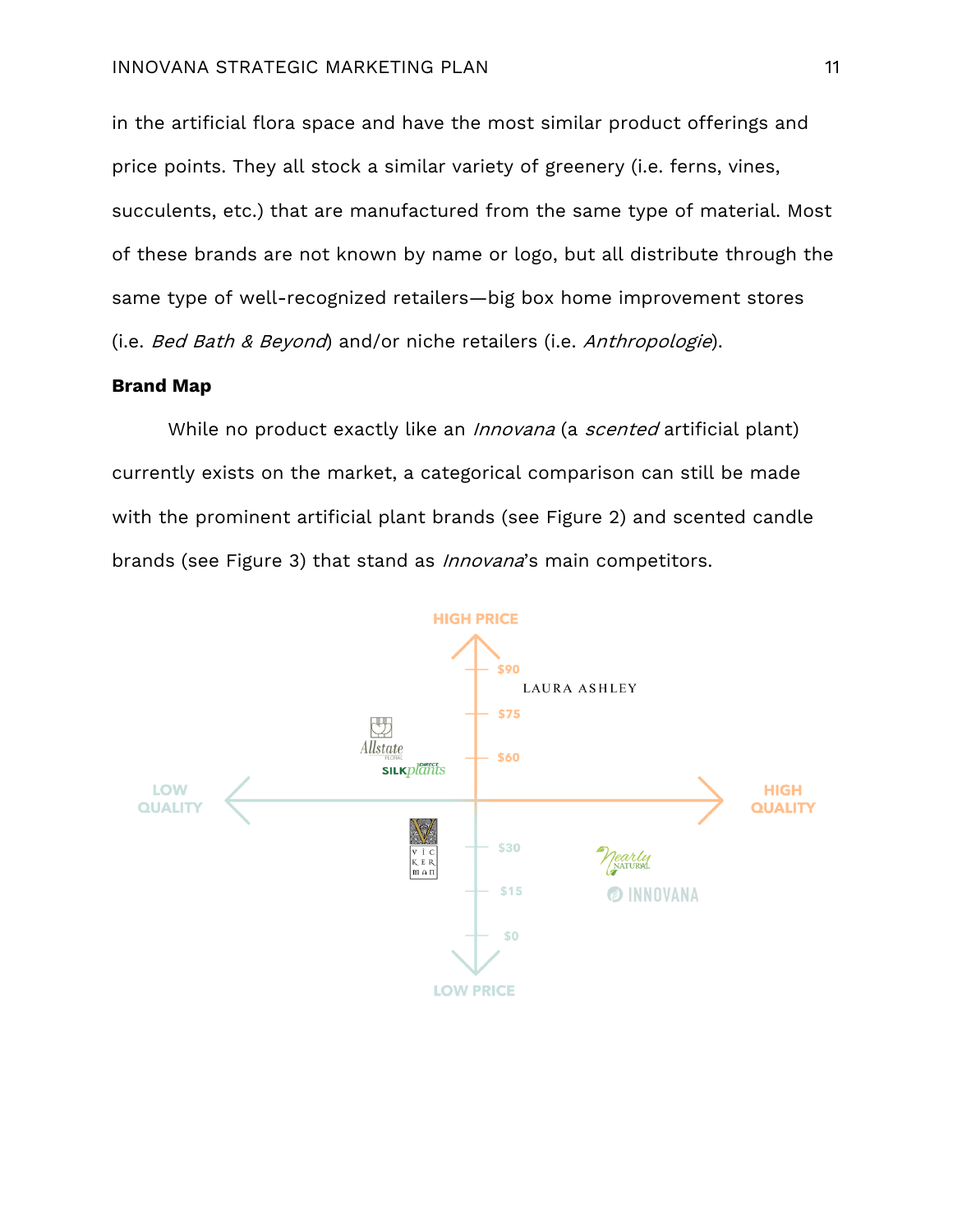in the artificial flora space and have the most similar product offerings and price points. They all stock a similar variety of greenery (i.e. ferns, vines, succulents, etc.) that are manufactured from the same type of material. Most of these brands are not known by name or logo, but all distribute through the same type of well-recognized retailers—big box home improvement stores (i.e. *Bed Bath & Beyond*) and/or niche retailers (i.e. *Anthropologie*).

**Brand Map**

While no product exactly like an *Innovana* (a *scented* artificial plant) currently exists on the market, a categorical comparison can still be made with the prominent artificial plant brands (see Figure 2) and scented candle brands (see Figure 3) that stand as *Innovana*'s main competitors.

HIGH PRICE

$90

LAURA ASHLEY

$75

Allstate FLORAL

$60

SILKplants DIRECT

LOW QUALITY

HIGH QUALITY

VICKERMAN

$30

Nearly NATURAL

$15

INNOVANA

$0

LOW PRICE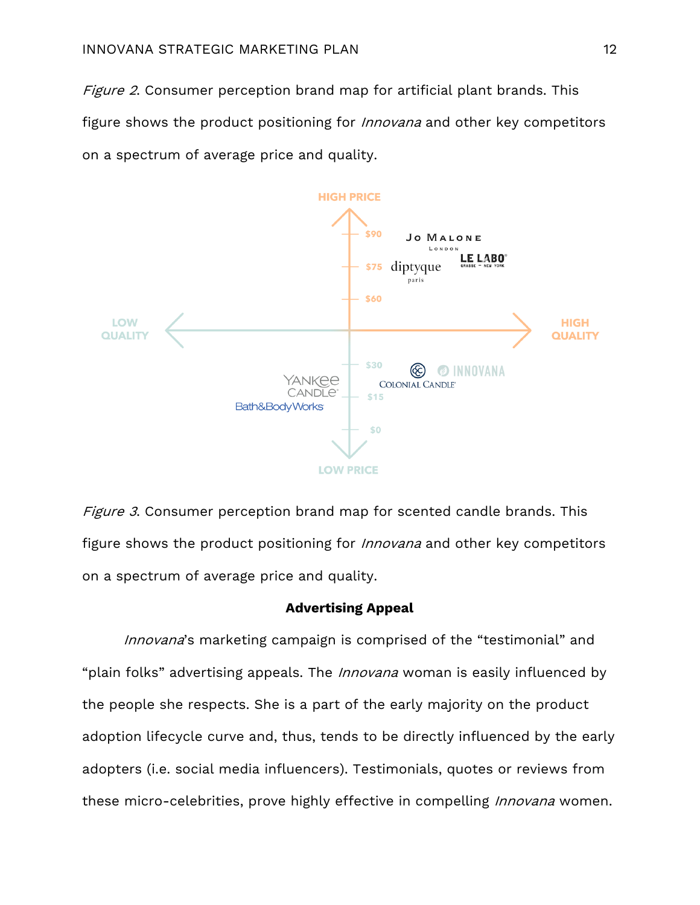*Figure 2*. Consumer perception brand map for artificial plant brands. This figure shows the product positioning for *Innovana* and other key competitors on a spectrum of average price and quality.

*Figure 3*. Consumer perception brand map for scented candle brands. This figure shows the product positioning for *Innovana* and other key competitors on a spectrum of average price and quality.

**Advertising Appeal**

*Innovana*'s marketing campaign is comprised of the "testimonial" and "plain folks" advertising appeals. The *Innovana* woman is easily influenced by the people she respects. She is a part of the early majority on the product adoption lifecycle curve and, thus, tends to be directly influenced by the early adopters (i.e. social media influencers). Testimonials, quotes or reviews from these micro-celebrities, prove highly effective in compelling *Innovana* women.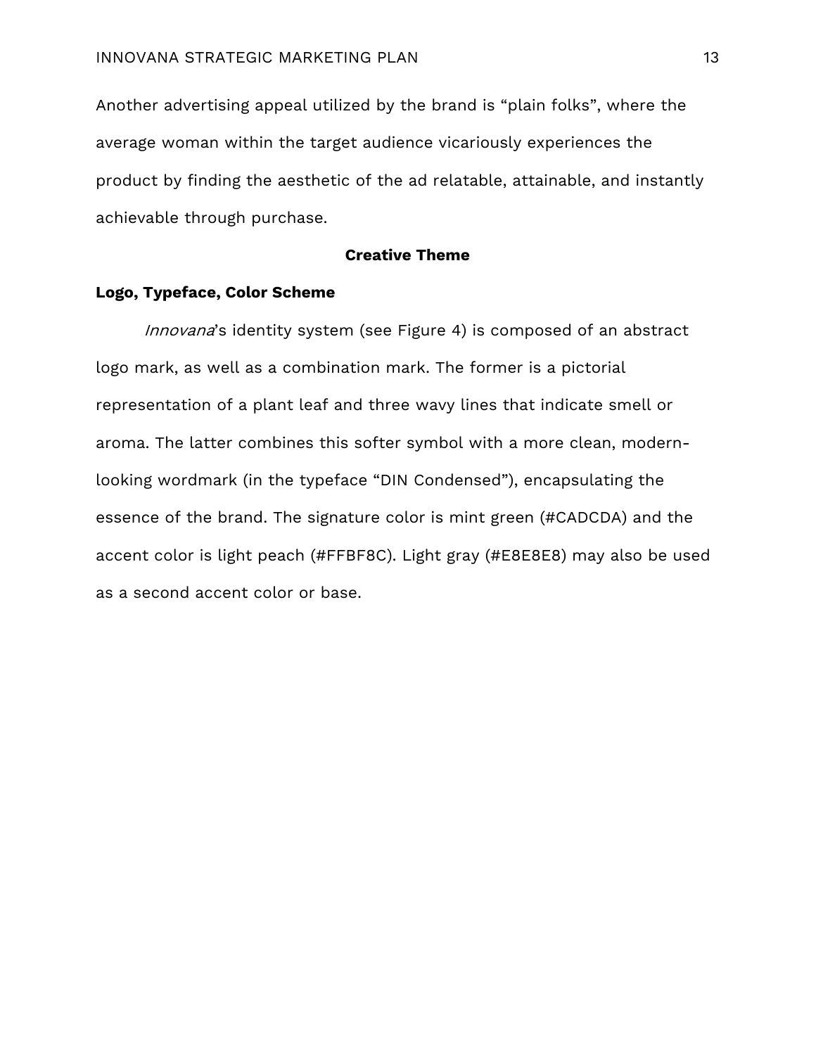Another advertising appeal utilized by the brand is “plain folks”, where the average woman within the target audience vicariously experiences the product by finding the aesthetic of the ad relatable, attainable, and instantly achievable through purchase.

## Creative Theme

### Logo, Typeface, Color Scheme

*Innovana*’s identity system (see Figure 4) is composed of an abstract logo mark, as well as a combination mark. The former is a pictorial representation of a plant leaf and three wavy lines that indicate smell or aroma. The latter combines this softer symbol with a more clean, modern-looking wordmark (in the typeface “DIN Condensed”), encapsulating the essence of the brand. The signature color is mint green (#CADCDA) and the accent color is light peach (#FFBF8C). Light gray (#E8E8E8) may also be used as a second accent color or base.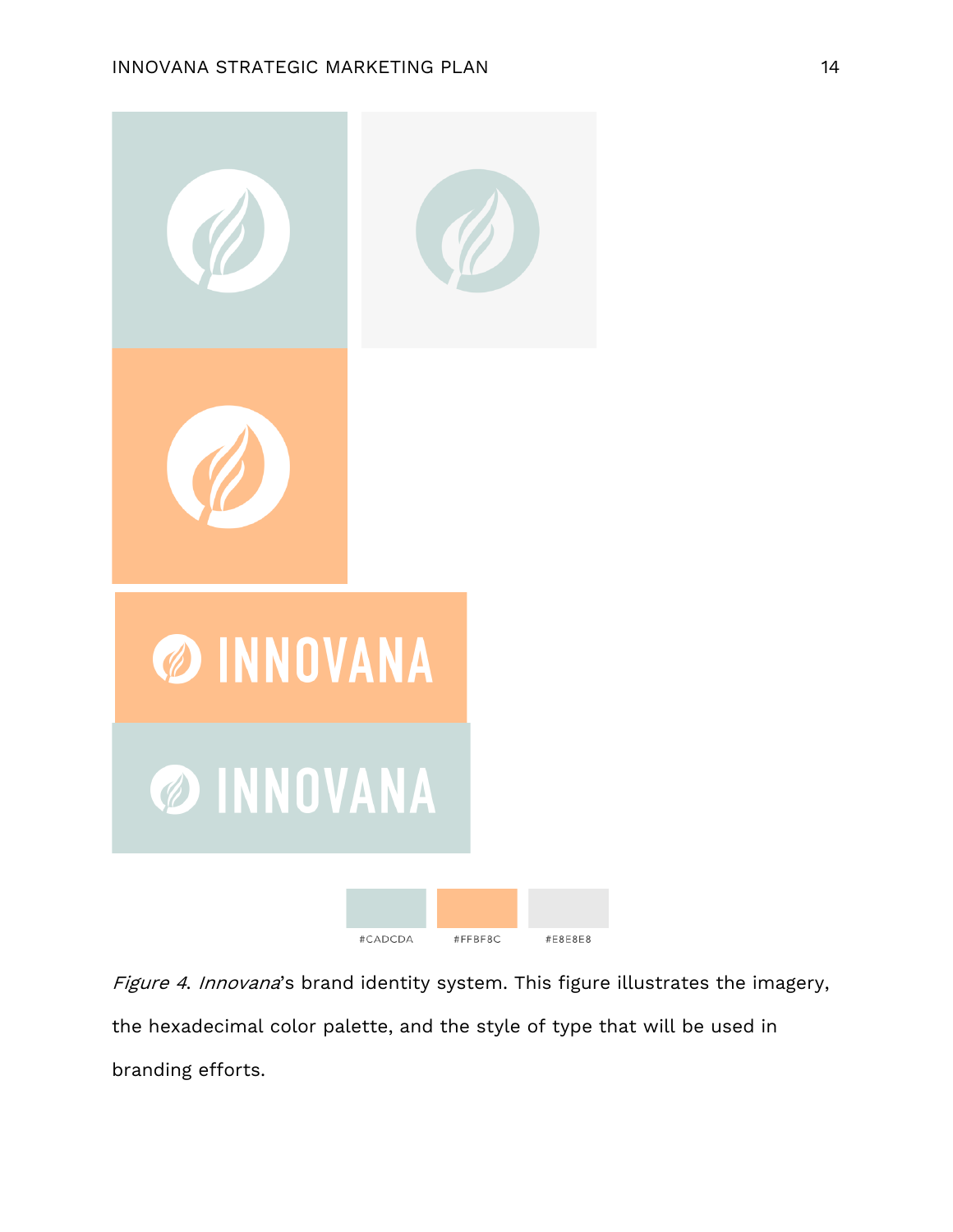INNOVANA

INNOVANA

#CADCDA #FFBF8C #E8E8E8

*Figure 4*. *Innovana*'s brand identity system. This figure illustrates the imagery, the hexadecimal color palette, and the style of type that will be used in branding efforts.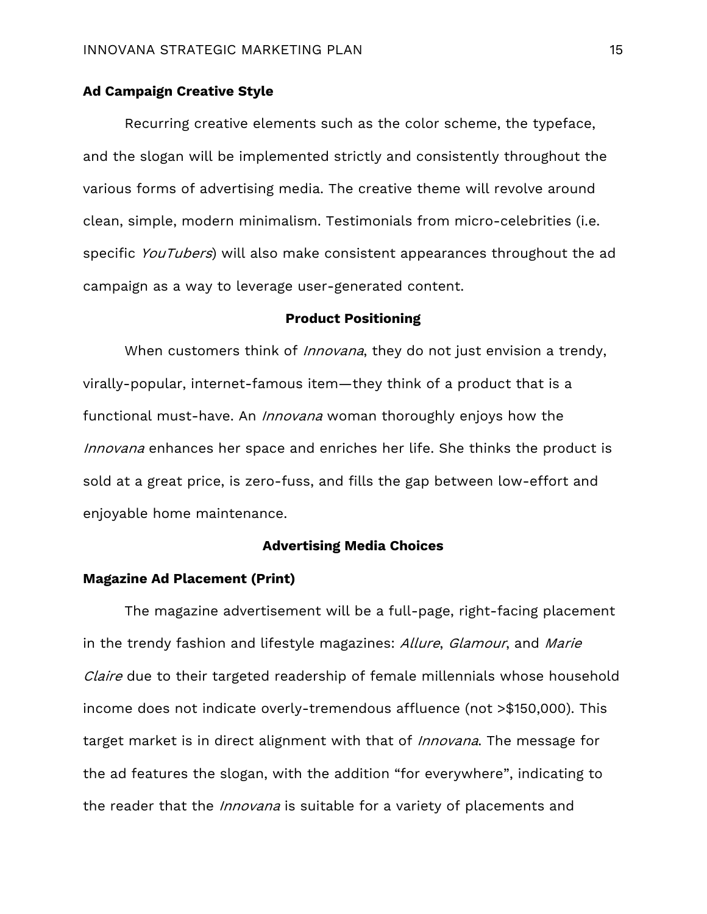### Ad Campaign Creative Style

Recurring creative elements such as the color scheme, the typeface, and the slogan will be implemented strictly and consistently throughout the various forms of advertising media. The creative theme will revolve around clean, simple, modern minimalism. Testimonials from micro-celebrities (i.e. specific *YouTubers*) will also make consistent appearances throughout the ad campaign as a way to leverage user-generated content.

## Product Positioning

When customers think of *Innovana*, they do not just envision a trendy, virally-popular, internet-famous item—they think of a product that is a functional must-have. An *Innovana* woman thoroughly enjoys how the *Innovana* enhances her space and enriches her life. She thinks the product is sold at a great price, is zero-fuss, and fills the gap between low-effort and enjoyable home maintenance.

## Advertising Media Choices

### Magazine Ad Placement (Print)

The magazine advertisement will be a full-page, right-facing placement in the trendy fashion and lifestyle magazines: *Allure*, *Glamour*, and *Marie Claire* due to their targeted readership of female millennials whose household income does not indicate overly-tremendous affluence (not >$150,000). This target market is in direct alignment with that of *Innovana*. The message for the ad features the slogan, with the addition “for everywhere”, indicating to the reader that the *Innovana* is suitable for a variety of placements and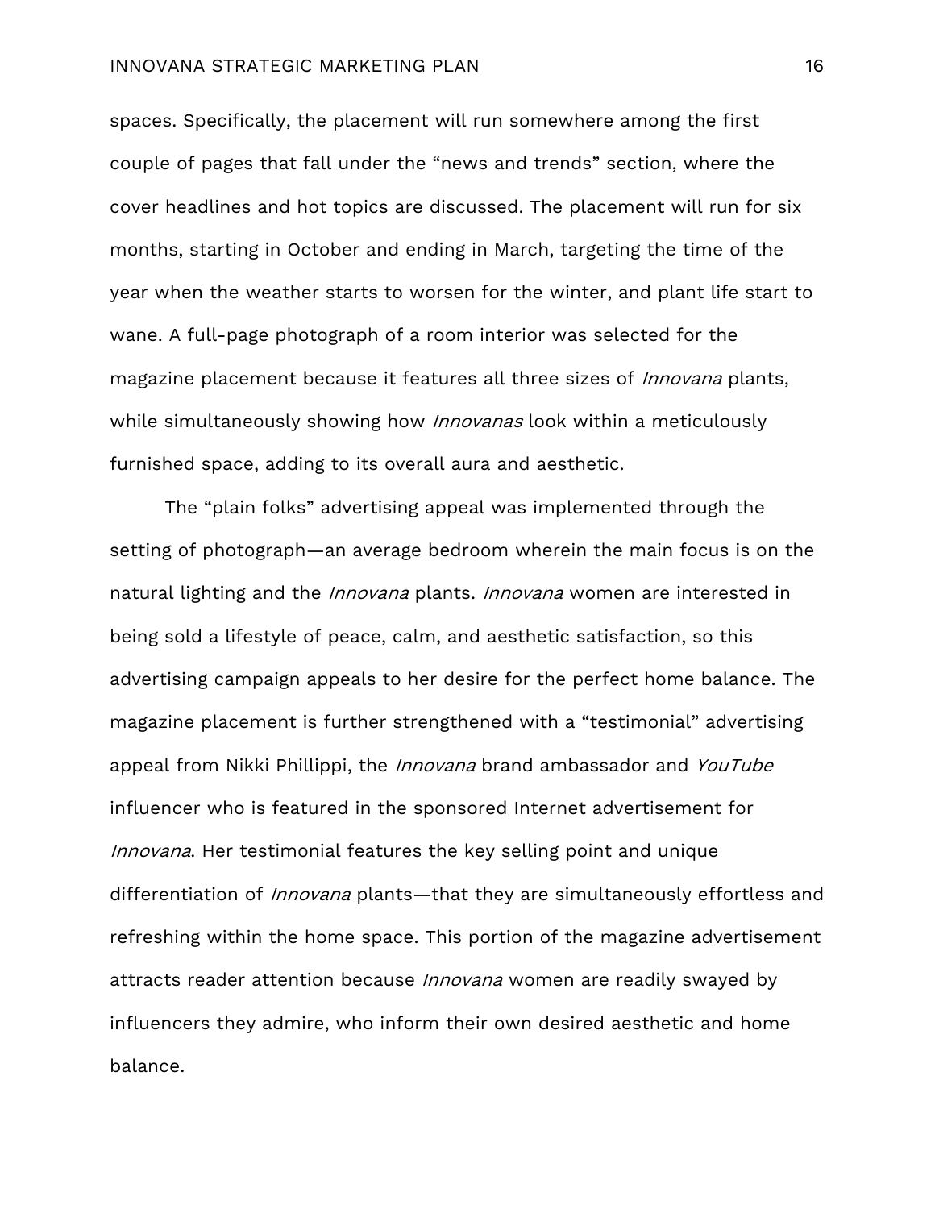spaces. Specifically, the placement will run somewhere among the first couple of pages that fall under the "news and trends" section, where the cover headlines and hot topics are discussed. The placement will run for six months, starting in October and ending in March, targeting the time of the year when the weather starts to worsen for the winter, and plant life start to wane. A full-page photograph of a room interior was selected for the magazine placement because it features all three sizes of *Innovana* plants, while simultaneously showing how *Innovanas* look within a meticulously furnished space, adding to its overall aura and aesthetic.

The "plain folks" advertising appeal was implemented through the setting of photograph—an average bedroom wherein the main focus is on the natural lighting and the *Innovana* plants. *Innovana* women are interested in being sold a lifestyle of peace, calm, and aesthetic satisfaction, so this advertising campaign appeals to her desire for the perfect home balance. The magazine placement is further strengthened with a "testimonial" advertising appeal from Nikki Phillippi, the *Innovana* brand ambassador and *YouTube* influencer who is featured in the sponsored Internet advertisement for *Innovana*. Her testimonial features the key selling point and unique differentiation of *Innovana* plants—that they are simultaneously effortless and refreshing within the home space. This portion of the magazine advertisement attracts reader attention because *Innovana* women are readily swayed by influencers they admire, who inform their own desired aesthetic and home balance.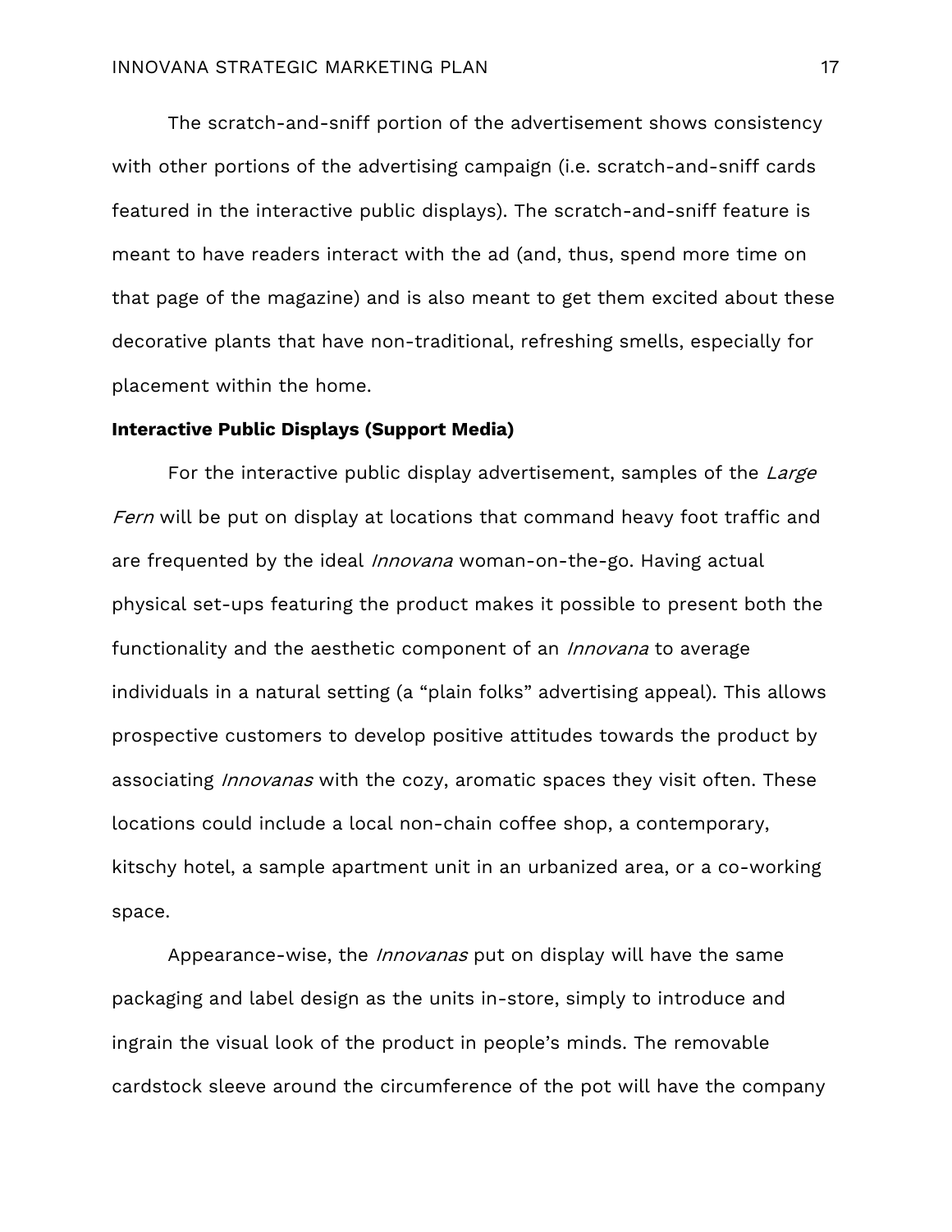The scratch-and-sniff portion of the advertisement shows consistency with other portions of the advertising campaign (i.e. scratch-and-sniff cards featured in the interactive public displays). The scratch-and-sniff feature is meant to have readers interact with the ad (and, thus, spend more time on that page of the magazine) and is also meant to get them excited about these decorative plants that have non-traditional, refreshing smells, especially for placement within the home.

**Interactive Public Displays (Support Media)**

For the interactive public display advertisement, samples of the *Large Fern* will be put on display at locations that command heavy foot traffic and are frequented by the ideal *Innovana* woman-on-the-go. Having actual physical set-ups featuring the product makes it possible to present both the functionality and the aesthetic component of an *Innovana* to average individuals in a natural setting (a "plain folks" advertising appeal). This allows prospective customers to develop positive attitudes towards the product by associating *Innovanas* with the cozy, aromatic spaces they visit often. These locations could include a local non-chain coffee shop, a contemporary, kitschy hotel, a sample apartment unit in an urbanized area, or a co-working space.

Appearance-wise, the *Innovanas* put on display will have the same packaging and label design as the units in-store, simply to introduce and ingrain the visual look of the product in people's minds. The removable cardstock sleeve around the circumference of the pot will have the company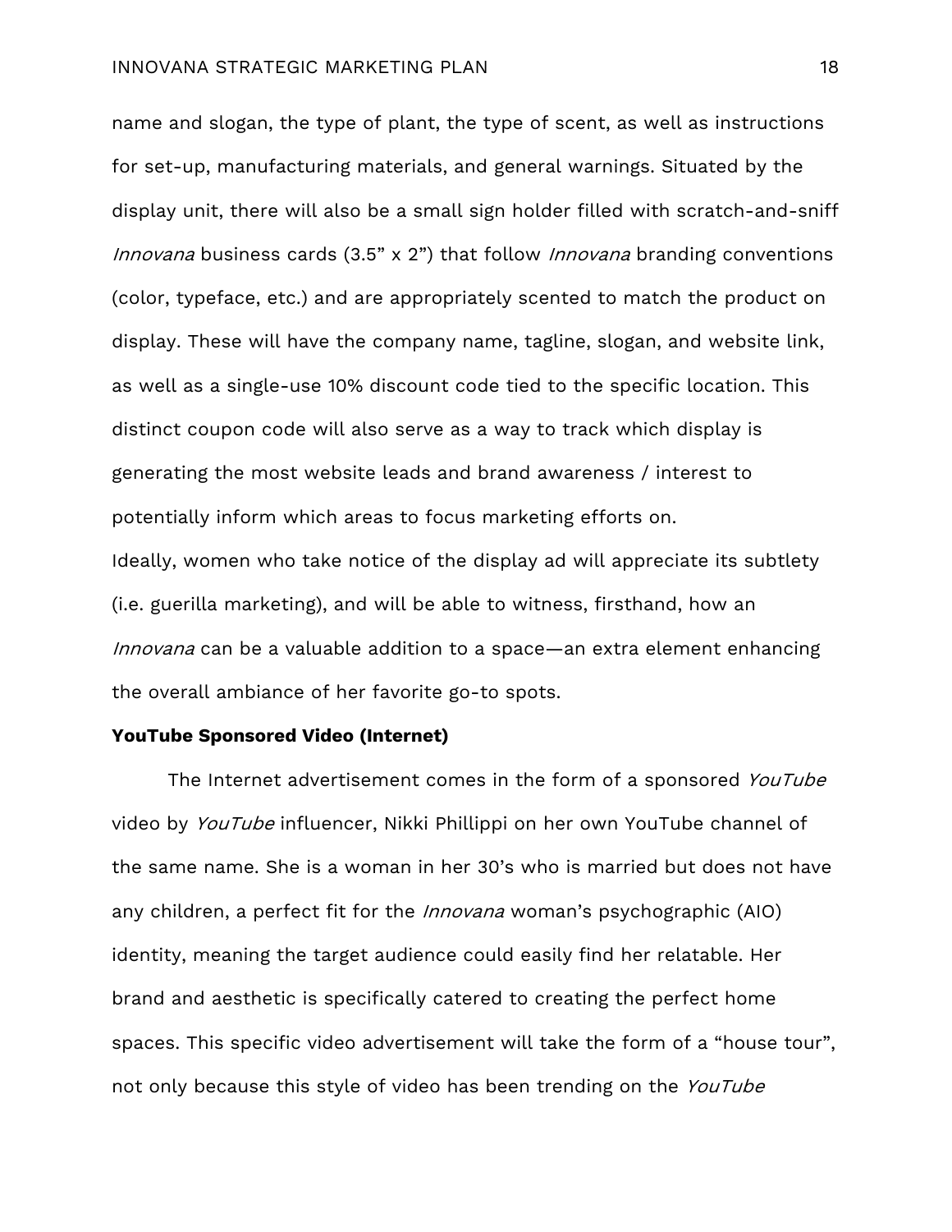name and slogan, the type of plant, the type of scent, as well as instructions for set-up, manufacturing materials, and general warnings. Situated by the display unit, there will also be a small sign holder filled with scratch-and-sniff *Innovana* business cards (3.5" x 2") that follow *Innovana* branding conventions (color, typeface, etc.) and are appropriately scented to match the product on display. These will have the company name, tagline, slogan, and website link, as well as a single-use 10% discount code tied to the specific location. This distinct coupon code will also serve as a way to track which display is generating the most website leads and brand awareness / interest to potentially inform which areas to focus marketing efforts on.

Ideally, women who take notice of the display ad will appreciate its subtlety (i.e. guerilla marketing), and will be able to witness, firsthand, how an *Innovana* can be a valuable addition to a space—an extra element enhancing the overall ambiance of her favorite go-to spots.

**YouTube Sponsored Video (Internet)**

The Internet advertisement comes in the form of a sponsored *YouTube* video by *YouTube* influencer, Nikki Phillippi on her own YouTube channel of the same name. She is a woman in her 30's who is married but does not have any children, a perfect fit for the *Innovana* woman's psychographic (AIO) identity, meaning the target audience could easily find her relatable. Her brand and aesthetic is specifically catered to creating the perfect home spaces. This specific video advertisement will take the form of a "house tour", not only because this style of video has been trending on the *YouTube*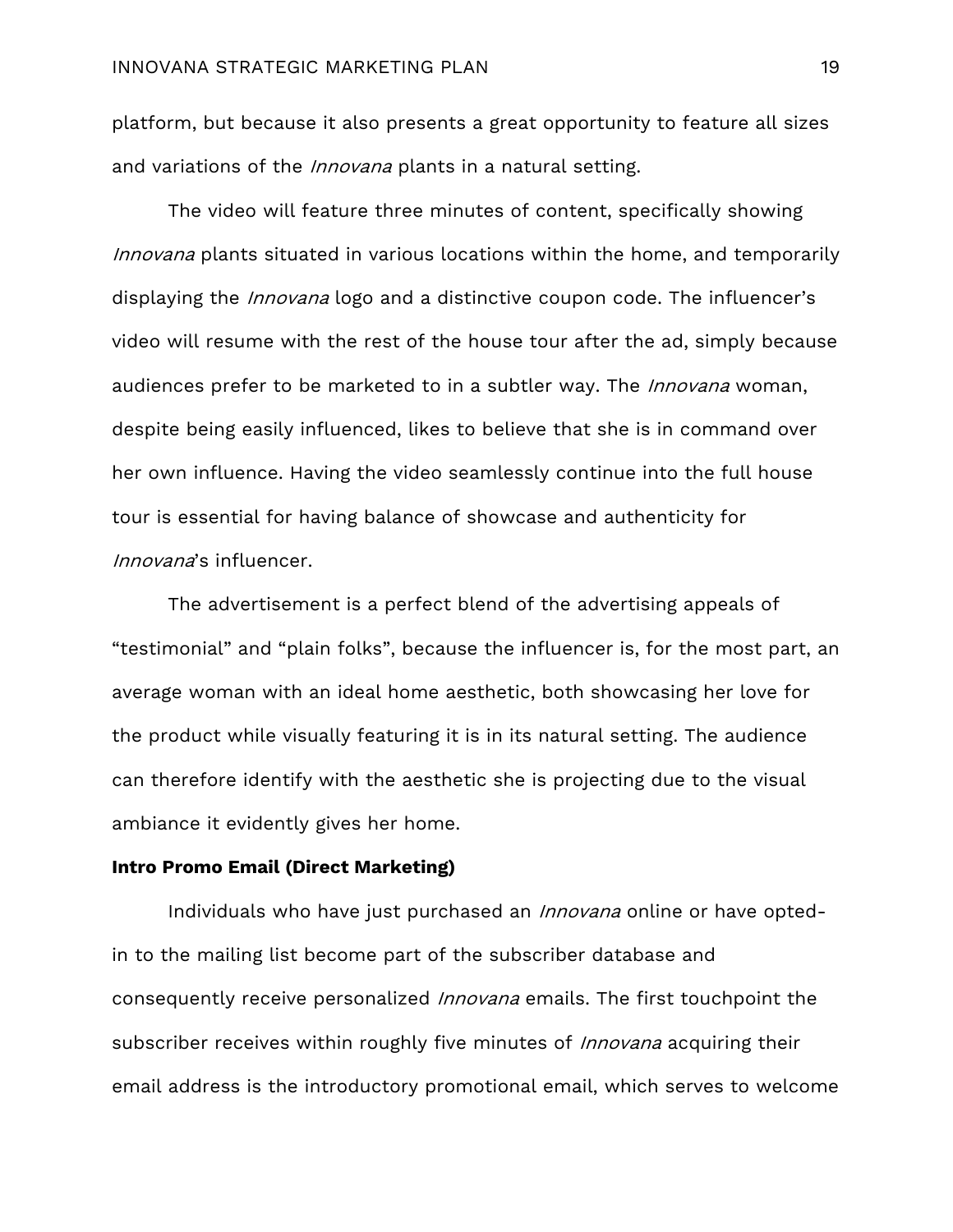platform, but because it also presents a great opportunity to feature all sizes and variations of the *Innovana* plants in a natural setting.

The video will feature three minutes of content, specifically showing *Innovana* plants situated in various locations within the home, and temporarily displaying the *Innovana* logo and a distinctive coupon code. The influencer's video will resume with the rest of the house tour after the ad, simply because audiences prefer to be marketed to in a subtler way. The *Innovana* woman, despite being easily influenced, likes to believe that she is in command over her own influence. Having the video seamlessly continue into the full house tour is essential for having balance of showcase and authenticity for *Innovana*'s influencer.

The advertisement is a perfect blend of the advertising appeals of "testimonial" and "plain folks", because the influencer is, for the most part, an average woman with an ideal home aesthetic, both showcasing her love for the product while visually featuring it is in its natural setting. The audience can therefore identify with the aesthetic she is projecting due to the visual ambiance it evidently gives her home.

**Intro Promo Email (Direct Marketing)**

Individuals who have just purchased an *Innovana* online or have opted-in to the mailing list become part of the subscriber database and consequently receive personalized *Innovana* emails. The first touchpoint the subscriber receives within roughly five minutes of *Innovana* acquiring their email address is the introductory promotional email, which serves to welcome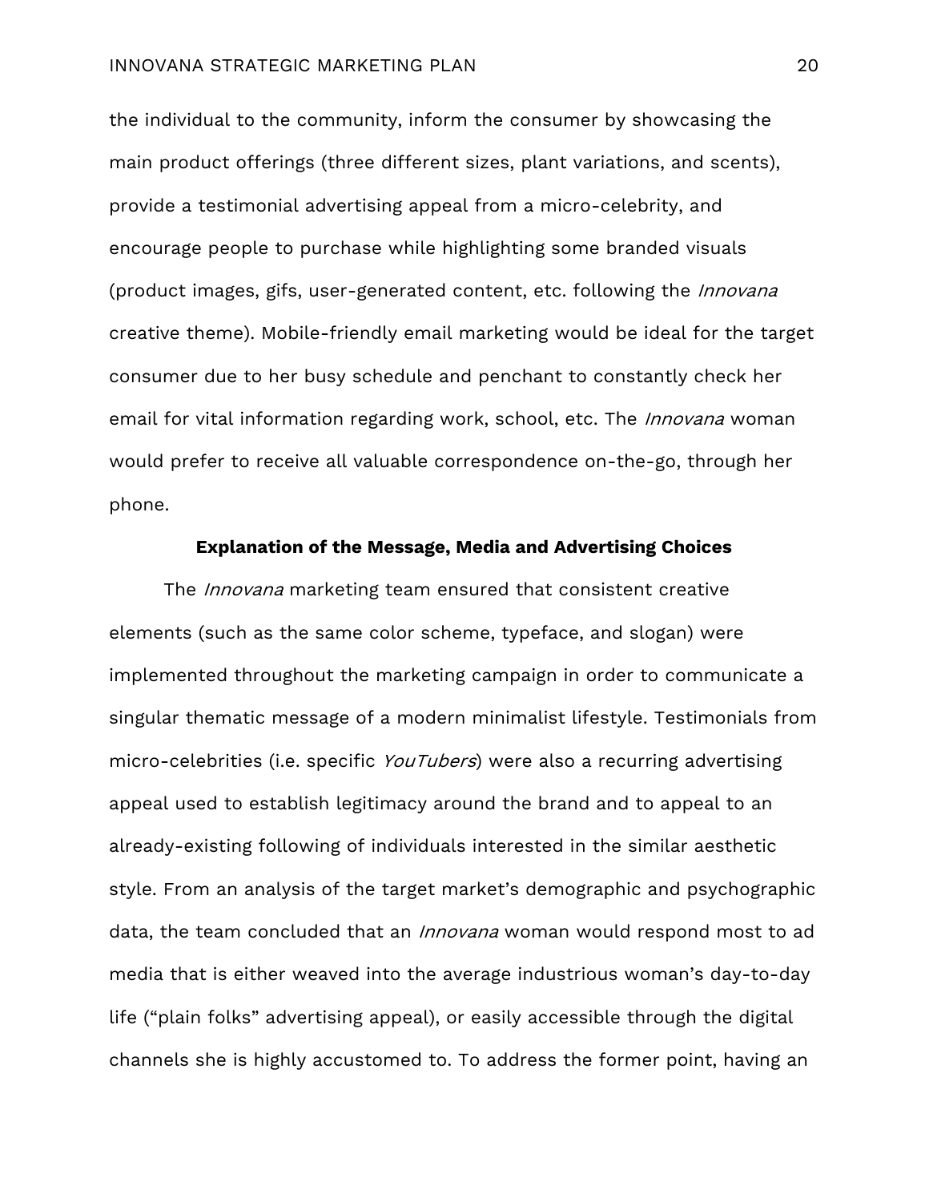the individual to the community, inform the consumer by showcasing the main product offerings (three different sizes, plant variations, and scents), provide a testimonial advertising appeal from a micro-celebrity, and encourage people to purchase while highlighting some branded visuals (product images, gifs, user-generated content, etc. following the *Innovana* creative theme). Mobile-friendly email marketing would be ideal for the target consumer due to her busy schedule and penchant to constantly check her email for vital information regarding work, school, etc. The *Innovana* woman would prefer to receive all valuable correspondence on-the-go, through her phone.

## Explanation of the Message, Media and Advertising Choices

The *Innovana* marketing team ensured that consistent creative elements (such as the same color scheme, typeface, and slogan) were implemented throughout the marketing campaign in order to communicate a singular thematic message of a modern minimalist lifestyle. Testimonials from micro-celebrities (i.e. specific *YouTubers*) were also a recurring advertising appeal used to establish legitimacy around the brand and to appeal to an already-existing following of individuals interested in the similar aesthetic style. From an analysis of the target market's demographic and psychographic data, the team concluded that an *Innovana* woman would respond most to ad media that is either weaved into the average industrious woman's day-to-day life ("plain folks" advertising appeal), or easily accessible through the digital channels she is highly accustomed to. To address the former point, having an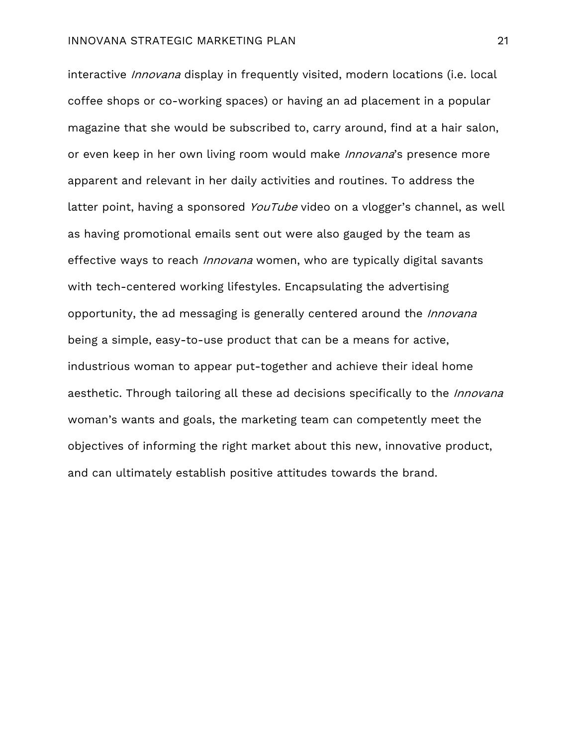interactive *Innovana* display in frequently visited, modern locations (i.e. local coffee shops or co-working spaces) or having an ad placement in a popular magazine that she would be subscribed to, carry around, find at a hair salon, or even keep in her own living room would make *Innovana*'s presence more apparent and relevant in her daily activities and routines. To address the latter point, having a sponsored *YouTube* video on a vlogger's channel, as well as having promotional emails sent out were also gauged by the team as effective ways to reach *Innovana* women, who are typically digital savants with tech-centered working lifestyles. Encapsulating the advertising opportunity, the ad messaging is generally centered around the *Innovana* being a simple, easy-to-use product that can be a means for active, industrious woman to appear put-together and achieve their ideal home aesthetic. Through tailoring all these ad decisions specifically to the *Innovana* woman's wants and goals, the marketing team can competently meet the objectives of informing the right market about this new, innovative product, and can ultimately establish positive attitudes towards the brand.